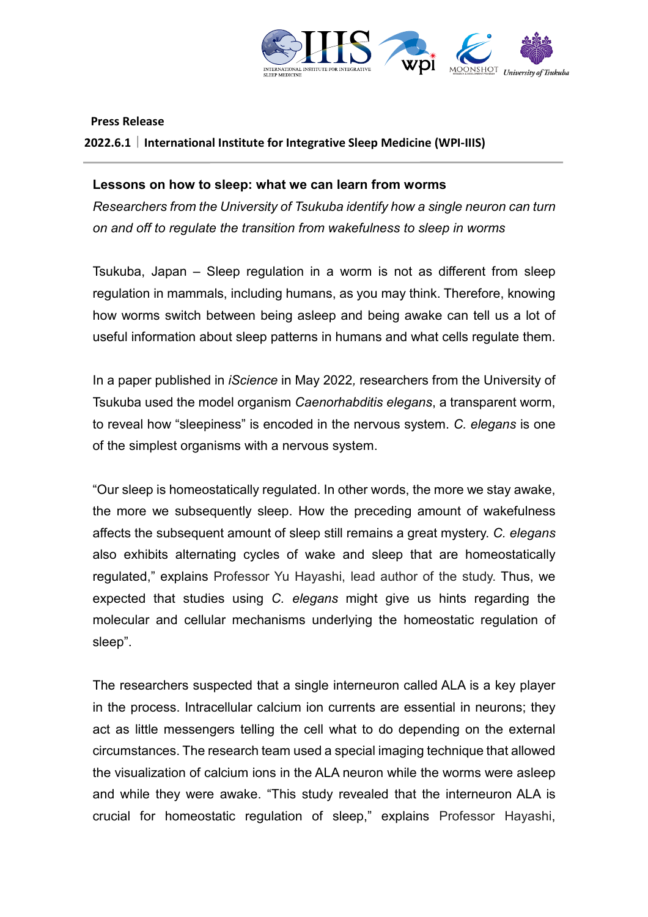**Press Release**

**2022.6.1 | International Institute for Integrative Sleep Medicine (WPI-IIIS)**

---

**Lessons on how to sleep: what we can learn from worms**

*Researchers from the University of Tsukuba identify how a single neuron can turn on and off to regulate the transition from wakefulness to sleep in worms*

Tsukuba, Japan – Sleep regulation in a worm is not as different from sleep regulation in mammals, including humans, as you may think. Therefore, knowing how worms switch between being asleep and being awake can tell us a lot of useful information about sleep patterns in humans and what cells regulate them.

In a paper published in *iScience* in May 2022*,* researchers from the University of Tsukuba used the model organism *Caenorhabditis elegans*, a transparent worm, to reveal how "sleepiness" is encoded in the nervous system. *C. elegans* is one of the simplest organisms with a nervous system.

"Our sleep is homeostatically regulated. In other words, the more we stay awake, the more we subsequently sleep. How the preceding amount of wakefulness affects the subsequent amount of sleep still remains a great mystery. *C. elegans* also exhibits alternating cycles of wake and sleep that are homeostatically regulated," explains Professor Yu Hayashi, lead author of the study. Thus, we expected that studies using *C. elegans* might give us hints regarding the molecular and cellular mechanisms underlying the homeostatic regulation of sleep".

The researchers suspected that a single interneuron called ALA is a key player in the process. Intracellular calcium ion currents are essential in neurons; they act as little messengers telling the cell what to do depending on the external circumstances. The research team used a special imaging technique that allowed the visualization of calcium ions in the ALA neuron while the worms were asleep and while they were awake. "This study revealed that the interneuron ALA is crucial for homeostatic regulation of sleep," explains Professor Hayashi,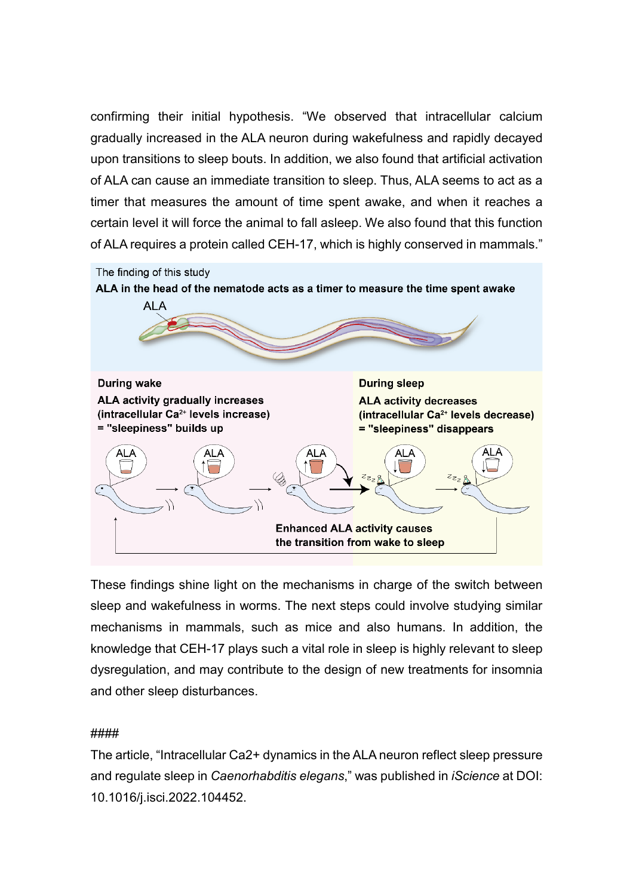confirming their initial hypothesis. "We observed that intracellular calcium gradually increased in the ALA neuron during wakefulness and rapidly decayed upon transitions to sleep bouts. In addition, we also found that artificial activation of ALA can cause an immediate transition to sleep. Thus, ALA seems to act as a timer that measures the amount of time spent awake, and when it reaches a certain level it will force the animal to fall asleep. We also found that this function of ALA requires a protein called CEH-17, which is highly conserved in mammals."

The finding of this study

**ALA in the head of the nematode acts as a timer to measure the time spent awake**

**During wake**

**ALA activity gradually increases (intracellular $Ca^{2+}$ levels increase) = "sleepiness" builds up**

**During sleep**

**ALA activity decreases (intracellular $Ca^{2+}$ levels decrease) = "sleepiness" disappears**

**Enhanced ALA activity causes the transition from wake to sleep**

These findings shine light on the mechanisms in charge of the switch between sleep and wakefulness in worms. The next steps could involve studying similar mechanisms in mammals, such as mice and also humans. In addition, the knowledge that CEH-17 plays such a vital role in sleep is highly relevant to sleep dysregulation, and may contribute to the design of new treatments for insomnia and other sleep disturbances.

####

The article, "Intracellular Ca2+ dynamics in the ALA neuron reflect sleep pressure and regulate sleep in *Caenorhabditis elegans*," was published in *iScience* at DOI: 10.1016/j.isci.2022.104452.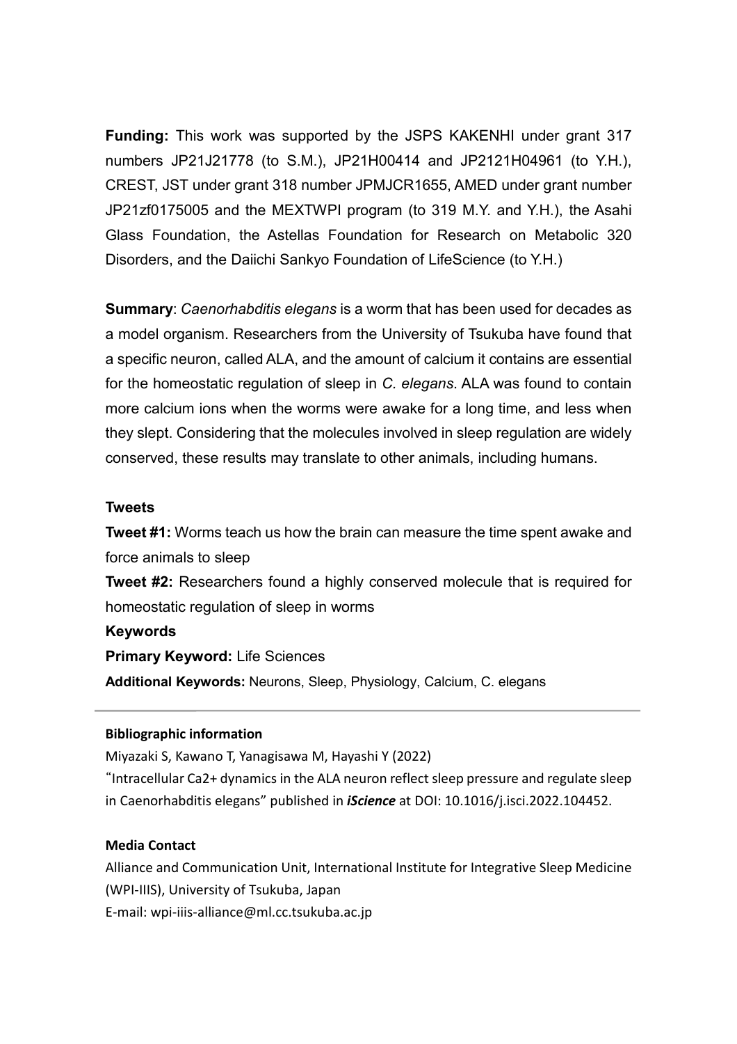**Funding:** This work was supported by the JSPS KAKENHI under grant 317 numbers JP21J21778 (to S.M.), JP21H00414 and JP2121H04961 (to Y.H.), CREST, JST under grant 318 number JPMJCR1655, AMED under grant number JP21zf0175005 and the MEXTWPI program (to 319 M.Y. and Y.H.), the Asahi Glass Foundation, the Astellas Foundation for Research on Metabolic 320 Disorders, and the Daiichi Sankyo Foundation of LifeScience (to Y.H.)

**Summary**: *Caenorhabditis elegans* is a worm that has been used for decades as a model organism. Researchers from the University of Tsukuba have found that a specific neuron, called ALA, and the amount of calcium it contains are essential for the homeostatic regulation of sleep in *C. elegans*. ALA was found to contain more calcium ions when the worms were awake for a long time, and less when they slept. Considering that the molecules involved in sleep regulation are widely conserved, these results may translate to other animals, including humans.

**Tweets**

**Tweet #1:** Worms teach us how the brain can measure the time spent awake and force animals to sleep

**Tweet #2:** Researchers found a highly conserved molecule that is required for homeostatic regulation of sleep in worms

**Keywords**

**Primary Keyword:** Life Sciences

**Additional Keywords:** Neurons, Sleep, Physiology, Calcium, C. elegans

---

**Bibliographic information**

Miyazaki S, Kawano T, Yanagisawa M, Hayashi Y (2022)
"Intracellular Ca2+ dynamics in the ALA neuron reflect sleep pressure and regulate sleep in Caenorhabditis elegans" published in ***iScience*** at DOI: 10.1016/j.isci.2022.104452.

**Media Contact**

Alliance and Communication Unit, International Institute for Integrative Sleep Medicine (WPI-IIIS), University of Tsukuba, Japan
E-mail: wpi-iiis-alliance@ml.cc.tsukuba.ac.jp